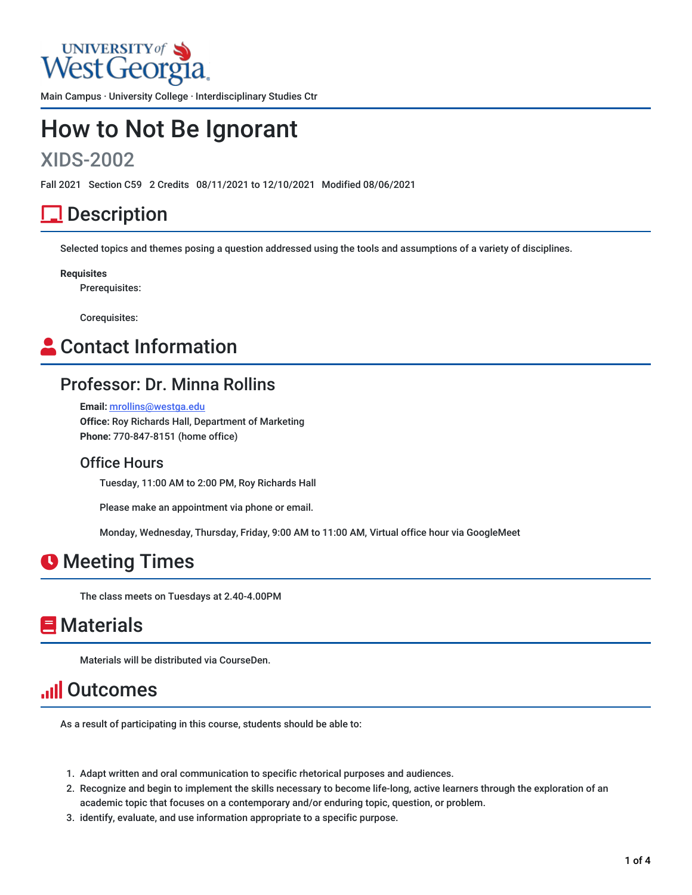University of West Georgia

Main Campus · University College · Interdisciplinary Studies Ctr

# How to Not Be Ignorant

## XIDS-2002

Fall 2021 Section C59 2 Credits 08/11/2021 to 12/10/2021 Modified 08/06/2021

## Description

Selected topics and themes posing a question addressed using the tools and assumptions of a variety of disciplines.

**Requisites**

Prerequisites:

Corequisites:

## Contact Information

### Professor: Dr. Minna Rollins

**Email:** mrollins@westga.edu
**Office:** Roy Richards Hall, Department of Marketing
**Phone:** 770-847-8151 (home office)

#### Office Hours

Tuesday, 11:00 AM to 2:00 PM, Roy Richards Hall

Please make an appointment via phone or email.

Monday, Wednesday, Thursday, Friday, 9:00 AM to 11:00 AM, Virtual office hour via GoogleMeet

## Meeting Times

The class meets on Tuesdays at 2.40-4.00PM

## Materials

Materials will be distributed via CourseDen.

## Outcomes

As a result of participating in this course, students should be able to:

1. Adapt written and oral communication to specific rhetorical purposes and audiences.
2. Recognize and begin to implement the skills necessary to become life-long, active learners through the exploration of an academic topic that focuses on a contemporary and/or enduring topic, question, or problem.
3. identify, evaluate, and use information appropriate to a specific purpose.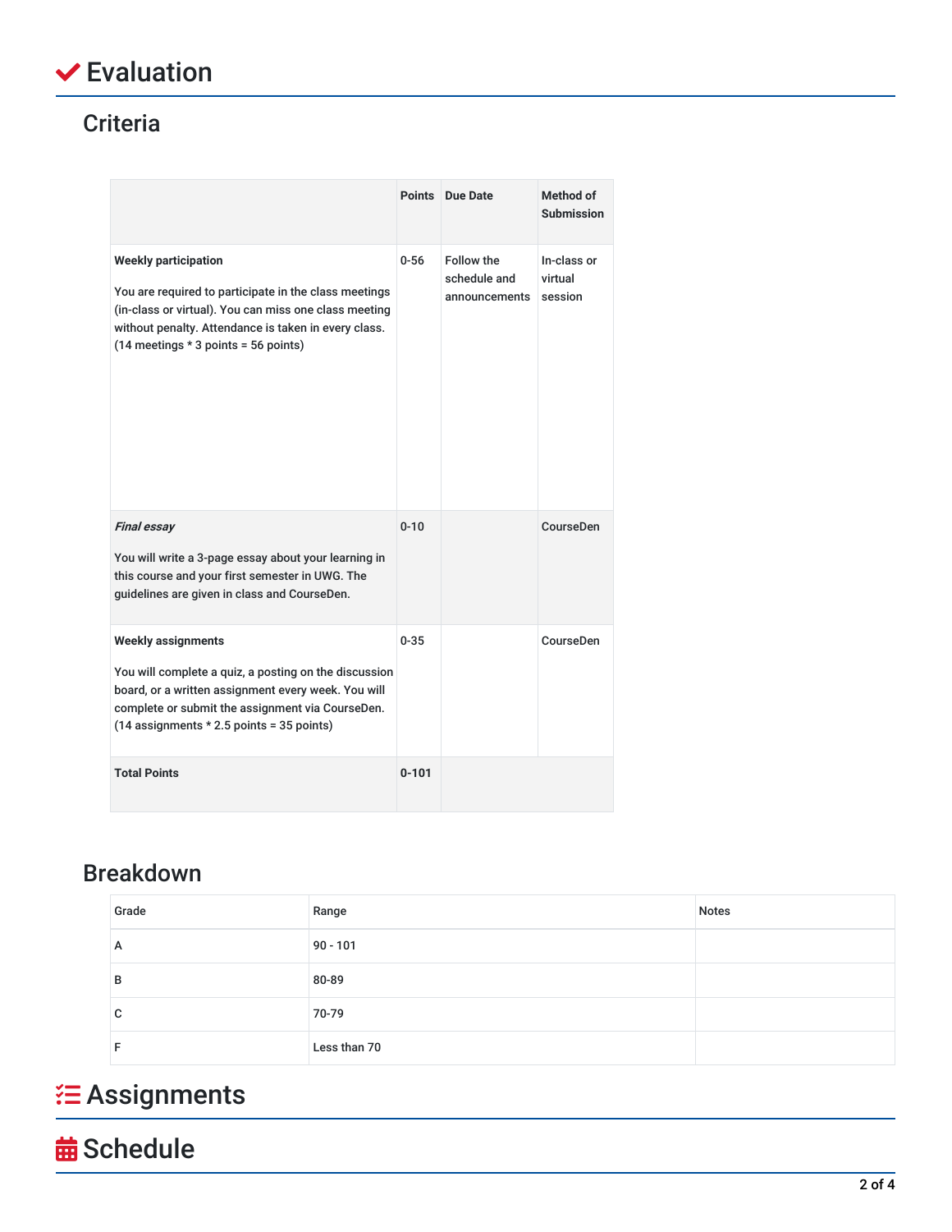# Evaluation

## Criteria

| | Points | Due Date | Method of Submission |
|---|---|---|---|
| **Weekly participation**<br><br>You are required to participate in the class meetings (in-class or virtual). You can miss one class meeting without penalty. Attendance is taken in every class. (14 meetings * 3 points = 56 points) | 0-56 | Follow the schedule and announcements | In-class or virtual session |
| ***Final essay***<br><br>You will write a 3-page essay about your learning in this course and your first semester in UWG. The guidelines are given in class and CourseDen. | 0-10 | | CourseDen |
| **Weekly assignments**<br><br>You will complete a quiz, a posting on the discussion board, or a written assignment every week. You will complete or submit the assignment via CourseDen. (14 assignments * 2.5 points = 35 points) | 0-35 | | CourseDen |
| **Total Points** | **0-101** | | |

## Breakdown

| Grade | Range | Notes |
|---|---|---|
| A | 90 - 101 | |
| B | 80-89 | |
| C | 70-79 | |
| F | Less than 70 | |

# Assignments

# Schedule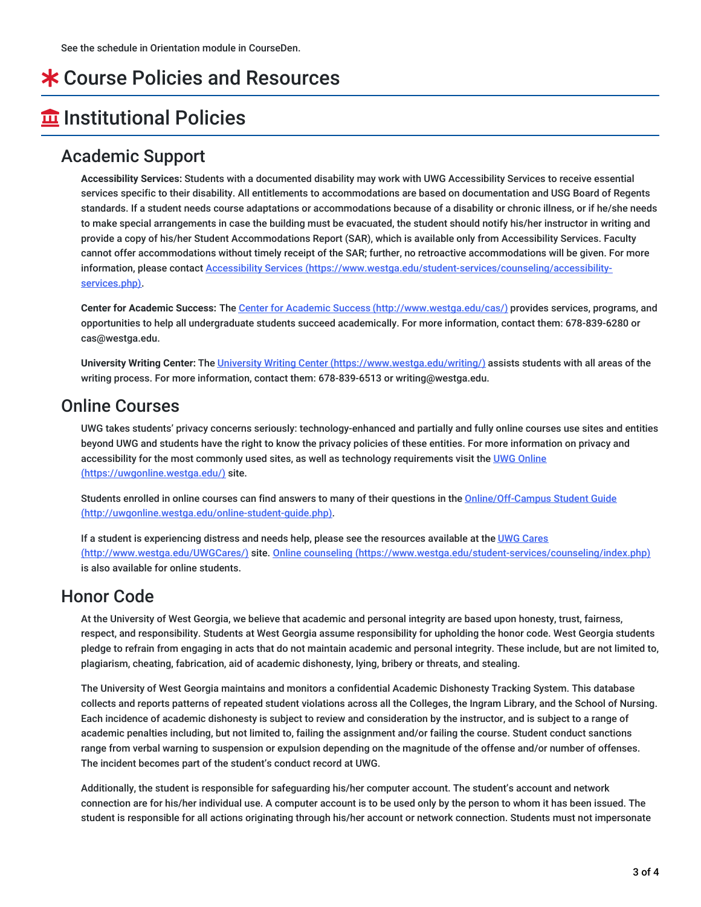See the schedule in Orientation module in CourseDen.

# * Course Policies and Resources

# Institutional Policies

## Academic Support

**Accessibility Services:** Students with a documented disability may work with UWG Accessibility Services to receive essential services specific to their disability. All entitlements to accommodations are based on documentation and USG Board of Regents standards. If a student needs course adaptations or accommodations because of a disability or chronic illness, or if he/she needs to make special arrangements in case the building must be evacuated, the student should notify his/her instructor in writing and provide a copy of his/her Student Accommodations Report (SAR), which is available only from Accessibility Services. Faculty cannot offer accommodations without timely receipt of the SAR; further, no retroactive accommodations will be given. For more information, please contact [Accessibility Services (https://www.westga.edu/student-services/counseling/accessibility-services.php)](https://www.westga.edu/student-services/counseling/accessibility-services.php).

**Center for Academic Success:** The [Center for Academic Success (http://www.westga.edu/cas/)](http://www.westga.edu/cas/) provides services, programs, and opportunities to help all undergraduate students succeed academically. For more information, contact them: 678-839-6280 or cas@westga.edu.

**University Writing Center:** The [University Writing Center (https://www.westga.edu/writing/)](https://www.westga.edu/writing/) assists students with all areas of the writing process. For more information, contact them: 678-839-6513 or writing@westga.edu.

## Online Courses

UWG takes students' privacy concerns seriously: technology-enhanced and partially and fully online courses use sites and entities beyond UWG and students have the right to know the privacy policies of these entities. For more information on privacy and accessibility for the most commonly used sites, as well as technology requirements visit the [UWG Online (https://uwgonline.westga.edu/)](https://uwgonline.westga.edu/) site.

Students enrolled in online courses can find answers to many of their questions in the [Online/Off-Campus Student Guide (http://uwgonline.westga.edu/online-student-guide.php)](http://uwgonline.westga.edu/online-student-guide.php).

If a student is experiencing distress and needs help, please see the resources available at the [UWG Cares (http://www.westga.edu/UWGCares/)](http://www.westga.edu/UWGCares/) site. [Online counseling (https://www.westga.edu/student-services/counseling/index.php)](https://www.westga.edu/student-services/counseling/index.php) is also available for online students.

## Honor Code

At the University of West Georgia, we believe that academic and personal integrity are based upon honesty, trust, fairness, respect, and responsibility. Students at West Georgia assume responsibility for upholding the honor code. West Georgia students pledge to refrain from engaging in acts that do not maintain academic and personal integrity. These include, but are not limited to, plagiarism, cheating, fabrication, aid of academic dishonesty, lying, bribery or threats, and stealing.

The University of West Georgia maintains and monitors a confidential Academic Dishonesty Tracking System. This database collects and reports patterns of repeated student violations across all the Colleges, the Ingram Library, and the School of Nursing. Each incidence of academic dishonesty is subject to review and consideration by the instructor, and is subject to a range of academic penalties including, but not limited to, failing the assignment and/or failing the course. Student conduct sanctions range from verbal warning to suspension or expulsion depending on the magnitude of the offense and/or number of offenses. The incident becomes part of the student's conduct record at UWG.

Additionally, the student is responsible for safeguarding his/her computer account. The student's account and network connection are for his/her individual use. A computer account is to be used only by the person to whom it has been issued. The student is responsible for all actions originating through his/her account or network connection. Students must not impersonate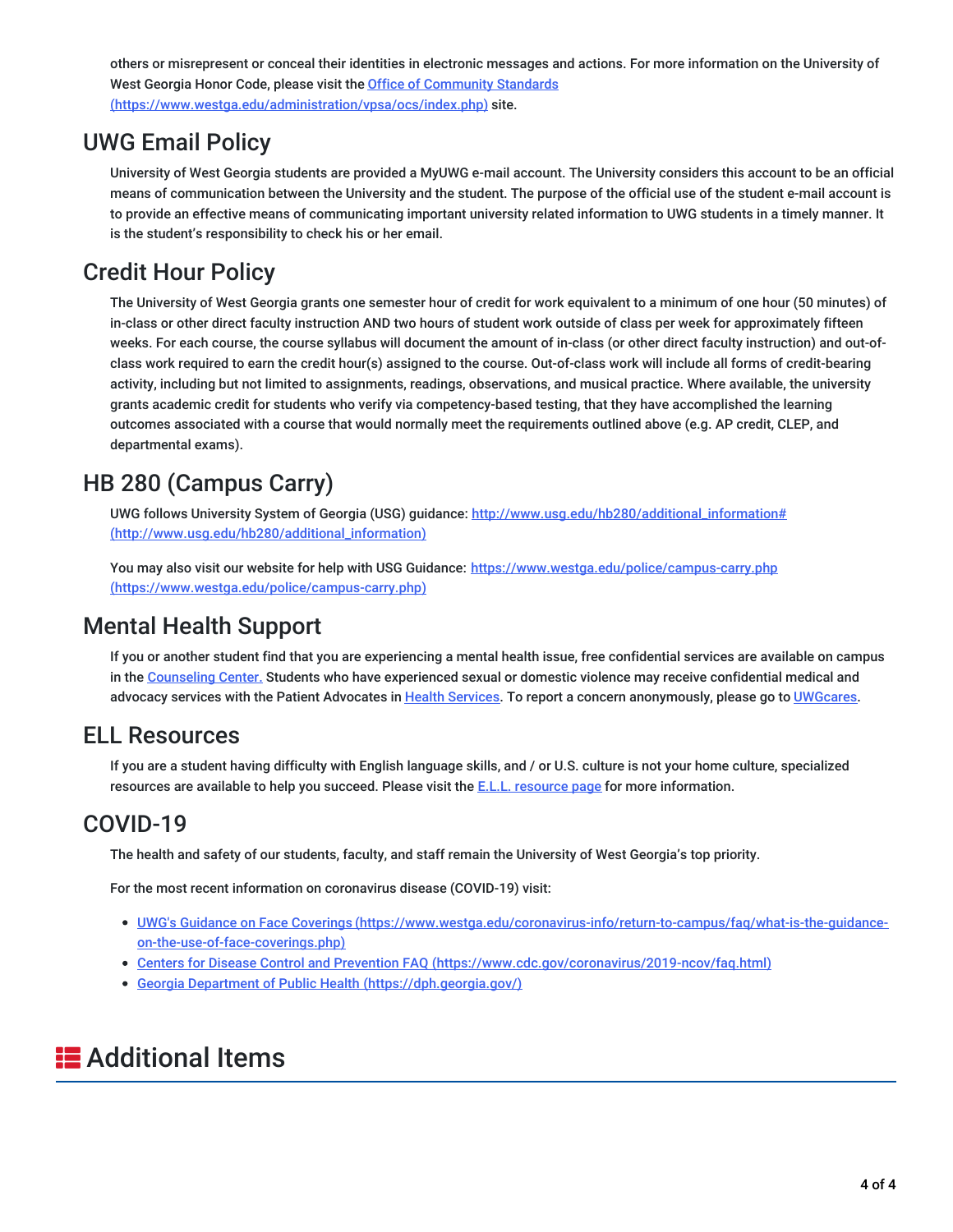others or misrepresent or conceal their identities in electronic messages and actions. For more information on the University of West Georgia Honor Code, please visit the [Office of Community Standards (https://www.westga.edu/administration/vpsa/ocs/index.php)](https://www.westga.edu/administration/vpsa/ocs/index.php) site.

## UWG Email Policy

University of West Georgia students are provided a MyUWG e-mail account. The University considers this account to be an official means of communication between the University and the student. The purpose of the official use of the student e-mail account is to provide an effective means of communicating important university related information to UWG students in a timely manner. It is the student's responsibility to check his or her email.

## Credit Hour Policy

The University of West Georgia grants one semester hour of credit for work equivalent to a minimum of one hour (50 minutes) of in-class or other direct faculty instruction AND two hours of student work outside of class per week for approximately fifteen weeks. For each course, the course syllabus will document the amount of in-class (or other direct faculty instruction) and out-of-class work required to earn the credit hour(s) assigned to the course. Out-of-class work will include all forms of credit-bearing activity, including but not limited to assignments, readings, observations, and musical practice. Where available, the university grants academic credit for students who verify via competency-based testing, that they have accomplished the learning outcomes associated with a course that would normally meet the requirements outlined above (e.g. AP credit, CLEP, and departmental exams).

## HB 280 (Campus Carry)

UWG follows University System of Georgia (USG) guidance: [http://www.usg.edu/hb280/additional_information# (http://www.usg.edu/hb280/additional_information)](http://www.usg.edu/hb280/additional_information)

You may also visit our website for help with USG Guidance: [https://www.westga.edu/police/campus-carry.php (https://www.westga.edu/police/campus-carry.php)](https://www.westga.edu/police/campus-carry.php)

## Mental Health Support

If you or another student find that you are experiencing a mental health issue, free confidential services are available on campus in the Counseling Center. Students who have experienced sexual or domestic violence may receive confidential medical and advocacy services with the Patient Advocates in Health Services. To report a concern anonymously, please go to UWGcares.

## ELL Resources

If you are a student having difficulty with English language skills, and / or U.S. culture is not your home culture, specialized resources are available to help you succeed. Please visit the E.L.L. resource page for more information.

## COVID-19

The health and safety of our students, faculty, and staff remain the University of West Georgia's top priority.

For the most recent information on coronavirus disease (COVID-19) visit:

- [UWG's Guidance on Face Coverings (https://www.westga.edu/coronavirus-info/return-to-campus/faq/what-is-the-guidance-on-the-use-of-face-coverings.php)](https://www.westga.edu/coronavirus-info/return-to-campus/faq/what-is-the-guidance-on-the-use-of-face-coverings.php)
- [Centers for Disease Control and Prevention FAQ (https://www.cdc.gov/coronavirus/2019-ncov/faq.html)](https://www.cdc.gov/coronavirus/2019-ncov/faq.html)
- [Georgia Department of Public Health (https://dph.georgia.gov/)](https://dph.georgia.gov/)

# Additional Items